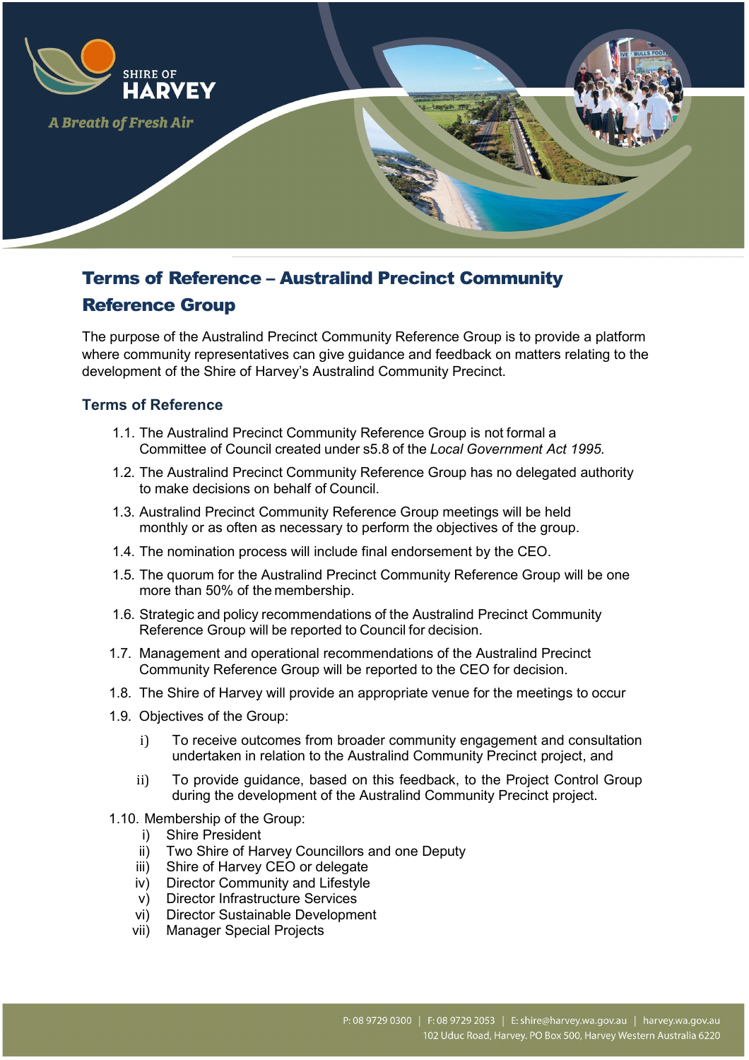# Terms of Reference – Australind Precinct Community Reference Group

The purpose of the Australind Precinct Community Reference Group is to provide a platform where community representatives can give guidance and feedback on matters relating to the development of the Shire of Harvey's Australind Community Precinct.

## Terms of Reference

1.1. The Australind Precinct Community Reference Group is not formal a Committee of Council created under s5.8 of the *Local Government Act 1995.*

1.2. The Australind Precinct Community Reference Group has no delegated authority to make decisions on behalf of Council.

1.3. Australind Precinct Community Reference Group meetings will be held monthly or as often as necessary to perform the objectives of the group.

1.4. The nomination process will include final endorsement by the CEO.

1.5. The quorum for the Australind Precinct Community Reference Group will be one more than 50% of the membership.

1.6. Strategic and policy recommendations of the Australind Precinct Community Reference Group will be reported to Council for decision.

1.7. Management and operational recommendations of the Australind Precinct Community Reference Group will be reported to the CEO for decision.

1.8. The Shire of Harvey will provide an appropriate venue for the meetings to occur

1.9. Objectives of the Group:

- i) To receive outcomes from broader community engagement and consultation undertaken in relation to the Australind Community Precinct project, and
- ii) To provide guidance, based on this feedback, to the Project Control Group during the development of the Australind Community Precinct project.

1.10. Membership of the Group:

- i) Shire President
- ii) Two Shire of Harvey Councillors and one Deputy
- iii) Shire of Harvey CEO or delegate
- iv) Director Community and Lifestyle
- v) Director Infrastructure Services
- vi) Director Sustainable Development
- vii) Manager Special Projects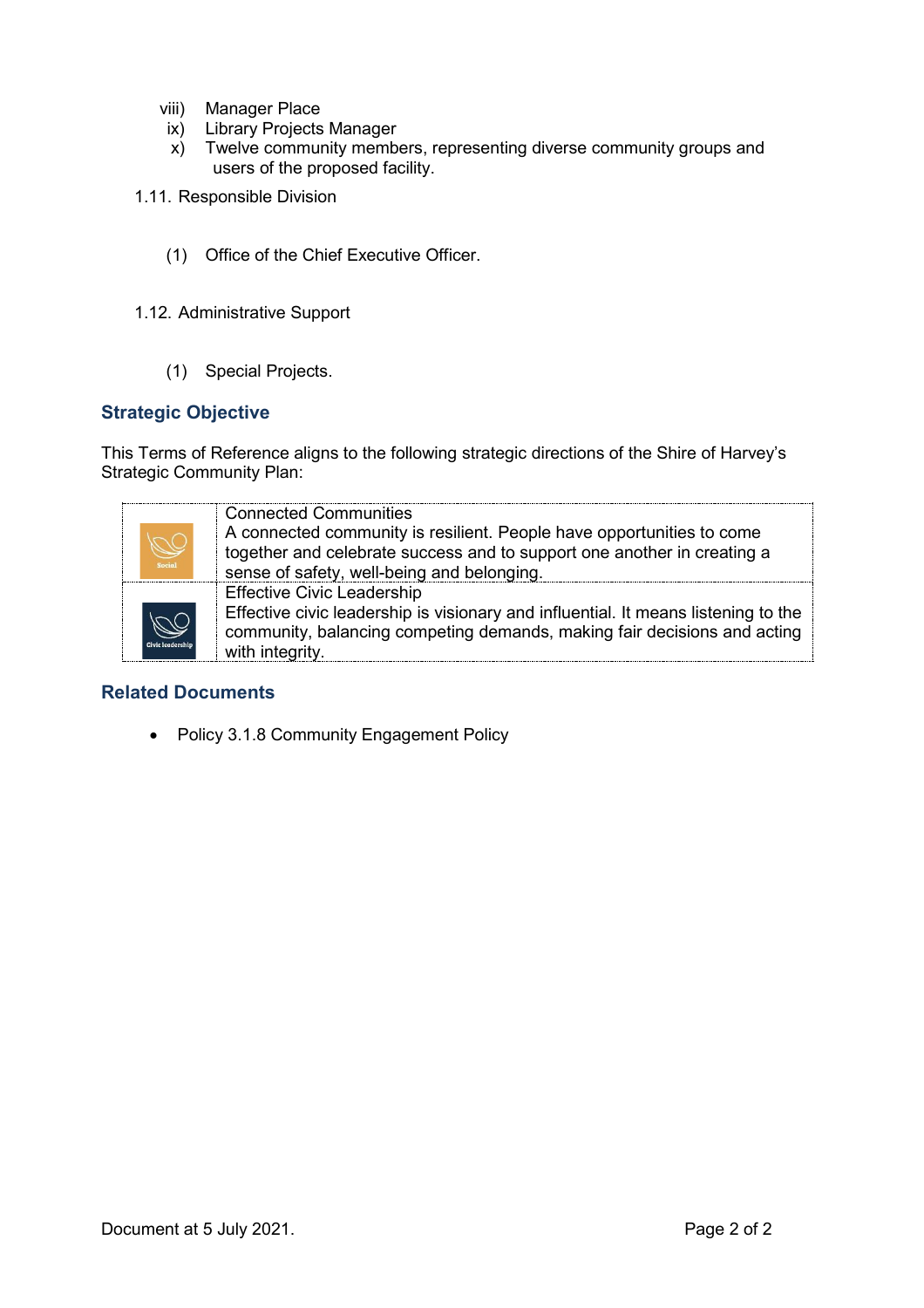viii) Manager Place
ix) Library Projects Manager
x) Twelve community members, representing diverse community groups and users of the proposed facility.

1.11. Responsible Division

(1) Office of the Chief Executive Officer.

1.12. Administrative Support

(1) Special Projects.

## Strategic Objective

This Terms of Reference aligns to the following strategic directions of the Shire of Harvey's Strategic Community Plan:

| | |
|---|---|
| Social | Connected Communities<br>A connected community is resilient. People have opportunities to come together and celebrate success and to support one another in creating a sense of safety, well-being and belonging. |
| Civic leadership | Effective Civic Leadership<br>Effective civic leadership is visionary and influential. It means listening to the community, balancing competing demands, making fair decisions and acting with integrity. |

## Related Documents

- Policy 3.1.8 Community Engagement Policy

Document at 5 July 2021.